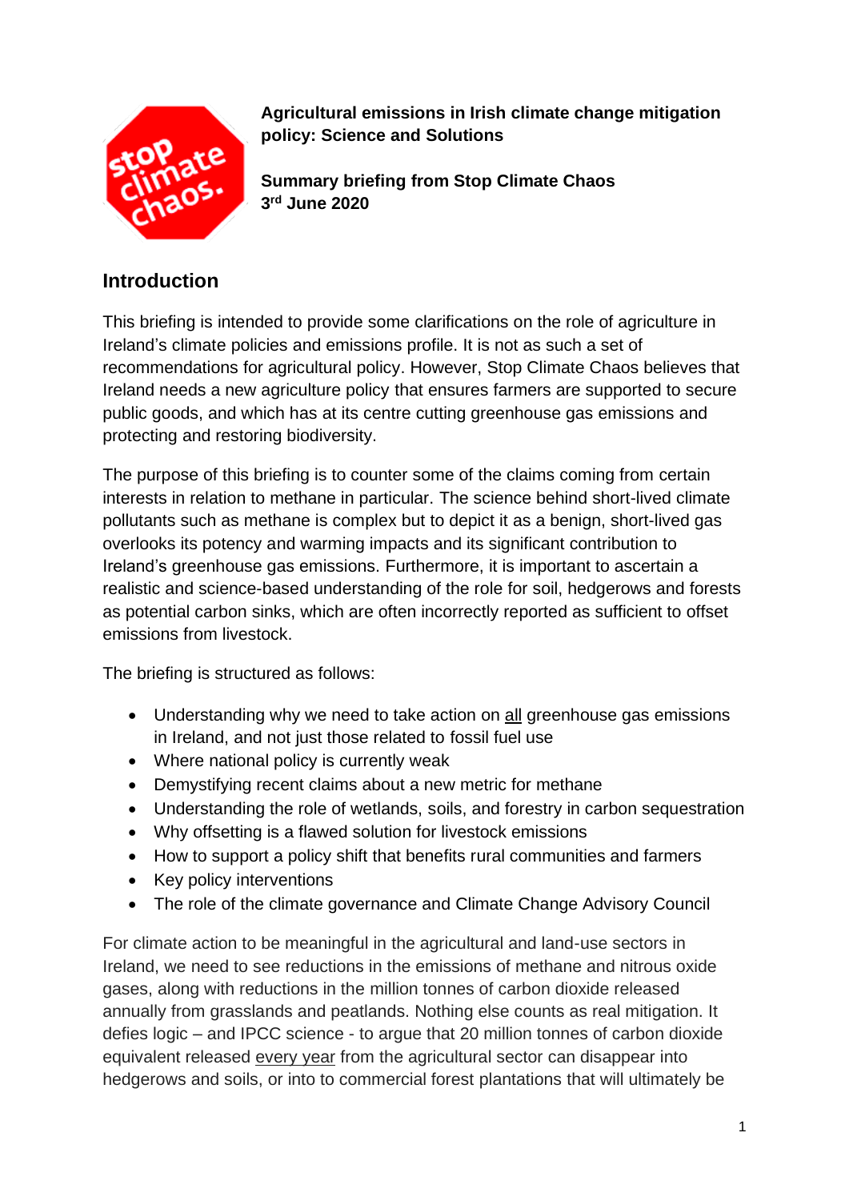**Agricultural emissions in Irish climate change mitigation policy: Science and Solutions**

**Summary briefing from Stop Climate Chaos**
**3rd June 2020**

## Introduction

This briefing is intended to provide some clarifications on the role of agriculture in Ireland's climate policies and emissions profile. It is not as such a set of recommendations for agricultural policy. However, Stop Climate Chaos believes that Ireland needs a new agriculture policy that ensures farmers are supported to secure public goods, and which has at its centre cutting greenhouse gas emissions and protecting and restoring biodiversity.

The purpose of this briefing is to counter some of the claims coming from certain interests in relation to methane in particular. The science behind short-lived climate pollutants such as methane is complex but to depict it as a benign, short-lived gas overlooks its potency and warming impacts and its significant contribution to Ireland's greenhouse gas emissions. Furthermore, it is important to ascertain a realistic and science-based understanding of the role for soil, hedgerows and forests as potential carbon sinks, which are often incorrectly reported as sufficient to offset emissions from livestock.

The briefing is structured as follows:

- Understanding why we need to take action on all greenhouse gas emissions in Ireland, and not just those related to fossil fuel use
- Where national policy is currently weak
- Demystifying recent claims about a new metric for methane
- Understanding the role of wetlands, soils, and forestry in carbon sequestration
- Why offsetting is a flawed solution for livestock emissions
- How to support a policy shift that benefits rural communities and farmers
- Key policy interventions
- The role of the climate governance and Climate Change Advisory Council

For climate action to be meaningful in the agricultural and land-use sectors in Ireland, we need to see reductions in the emissions of methane and nitrous oxide gases, along with reductions in the million tonnes of carbon dioxide released annually from grasslands and peatlands. Nothing else counts as real mitigation. It defies logic – and IPCC science - to argue that 20 million tonnes of carbon dioxide equivalent released every year from the agricultural sector can disappear into hedgerows and soils, or into to commercial forest plantations that will ultimately be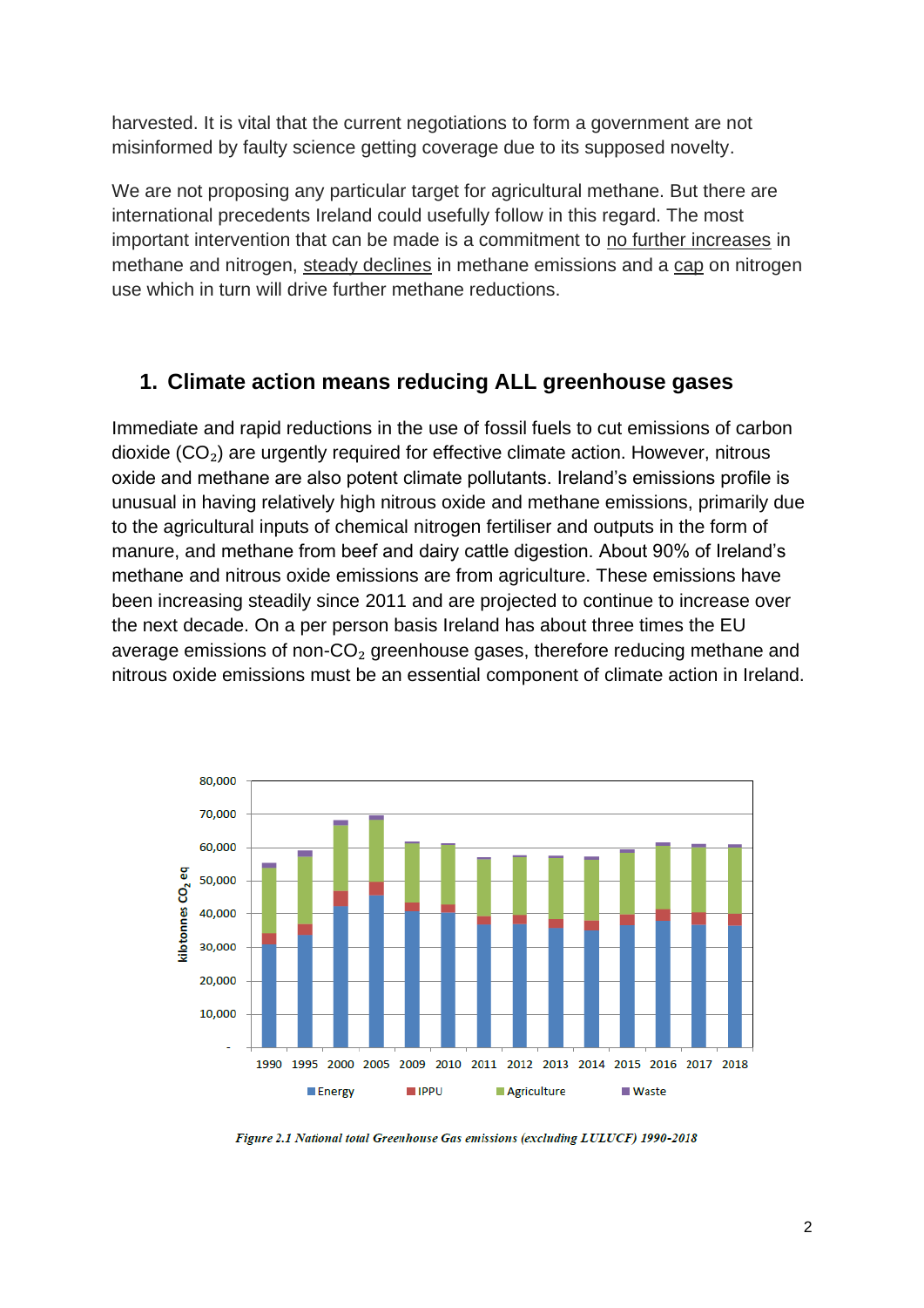harvested. It is vital that the current negotiations to form a government are not misinformed by faulty science getting coverage due to its supposed novelty.

We are not proposing any particular target for agricultural methane. But there are international precedents Ireland could usefully follow in this regard. The most important intervention that can be made is a commitment to no further increases in methane and nitrogen, steady declines in methane emissions and a cap on nitrogen use which in turn will drive further methane reductions.

## 1. Climate action means reducing ALL greenhouse gases

Immediate and rapid reductions in the use of fossil fuels to cut emissions of carbon dioxide ($CO_2$) are urgently required for effective climate action. However, nitrous oxide and methane are also potent climate pollutants. Ireland's emissions profile is unusual in having relatively high nitrous oxide and methane emissions, primarily due to the agricultural inputs of chemical nitrogen fertiliser and outputs in the form of manure, and methane from beef and dairy cattle digestion. About 90% of Ireland's methane and nitrous oxide emissions are from agriculture. These emissions have been increasing steadily since 2011 and are projected to continue to increase over the next decade. On a per person basis Ireland has about three times the EU average emissions of non-$CO_2$ greenhouse gases, therefore reducing methane and nitrous oxide emissions must be an essential component of climate action in Ireland.

*Figure 2.1 National total Greenhouse Gas emissions (excluding LULUCF) 1990-2018*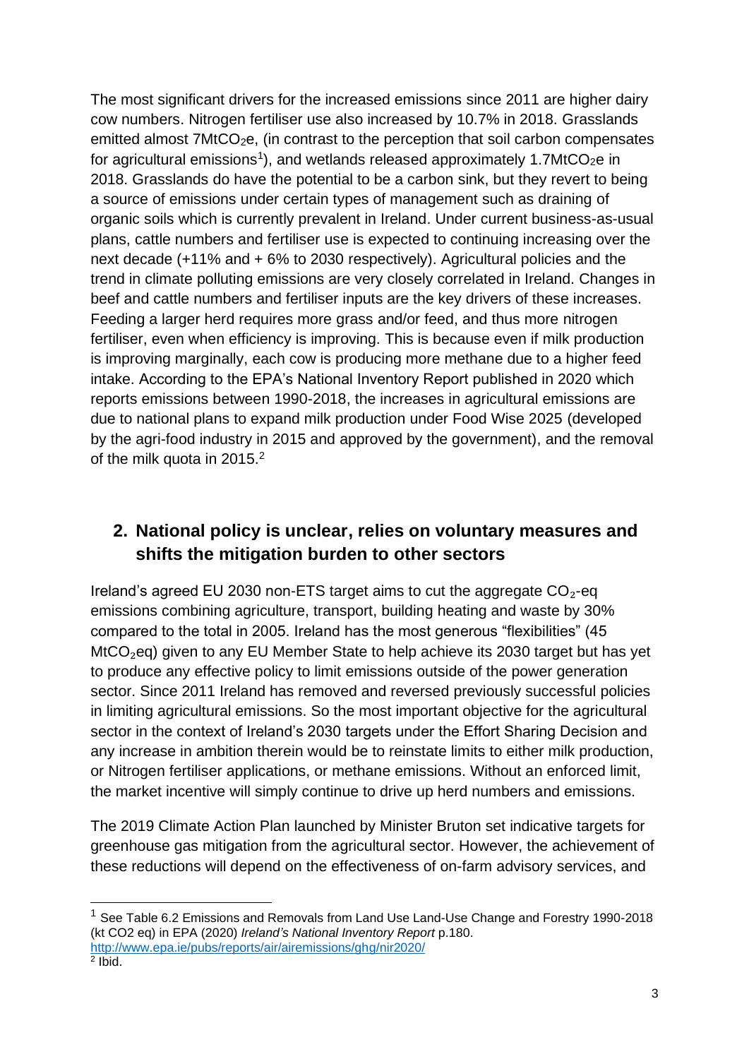The most significant drivers for the increased emissions since 2011 are higher dairy cow numbers. Nitrogen fertiliser use also increased by 10.7% in 2018. Grasslands emitted almost 7Mt$CO_2$e, (in contrast to the perception that soil carbon compensates for agricultural emissions[1]), and wetlands released approximately 1.7Mt$CO_2$e in 2018. Grasslands do have the potential to be a carbon sink, but they revert to being a source of emissions under certain types of management such as draining of organic soils which is currently prevalent in Ireland. Under current business-as-usual plans, cattle numbers and fertiliser use is expected to continuing increasing over the next decade (+11% and + 6% to 2030 respectively). Agricultural policies and the trend in climate polluting emissions are very closely correlated in Ireland. Changes in beef and cattle numbers and fertiliser inputs are the key drivers of these increases. Feeding a larger herd requires more grass and/or feed, and thus more nitrogen fertiliser, even when efficiency is improving. This is because even if milk production is improving marginally, each cow is producing more methane due to a higher feed intake. According to the EPA's National Inventory Report published in 2020 which reports emissions between 1990-2018, the increases in agricultural emissions are due to national plans to expand milk production under Food Wise 2025 (developed by the agri-food industry in 2015 and approved by the government), and the removal of the milk quota in 2015.[2]

## 2. National policy is unclear, relies on voluntary measures and shifts the mitigation burden to other sectors

Ireland's agreed EU 2030 non-ETS target aims to cut the aggregate $CO_2$-eq emissions combining agriculture, transport, building heating and waste by 30% compared to the total in 2005. Ireland has the most generous "flexibilities" (45 Mt$CO_2$eq) given to any EU Member State to help achieve its 2030 target but has yet to produce any effective policy to limit emissions outside of the power generation sector. Since 2011 Ireland has removed and reversed previously successful policies in limiting agricultural emissions. So the most important objective for the agricultural sector in the context of Ireland's 2030 targets under the Effort Sharing Decision and any increase in ambition therein would be to reinstate limits to either milk production, or Nitrogen fertiliser applications, or methane emissions. Without an enforced limit, the market incentive will simply continue to drive up herd numbers and emissions.

The 2019 Climate Action Plan launched by Minister Bruton set indicative targets for greenhouse gas mitigation from the agricultural sector. However, the achievement of these reductions will depend on the effectiveness of on-farm advisory services, and

---

[1] See Table 6.2 Emissions and Removals from Land Use Land-Use Change and Forestry 1990-2018 (kt CO2 eq) in EPA (2020) *Ireland's National Inventory Report* p.180. http://www.epa.ie/pubs/reports/air/airemissions/ghg/nir2020/

[2] Ibid.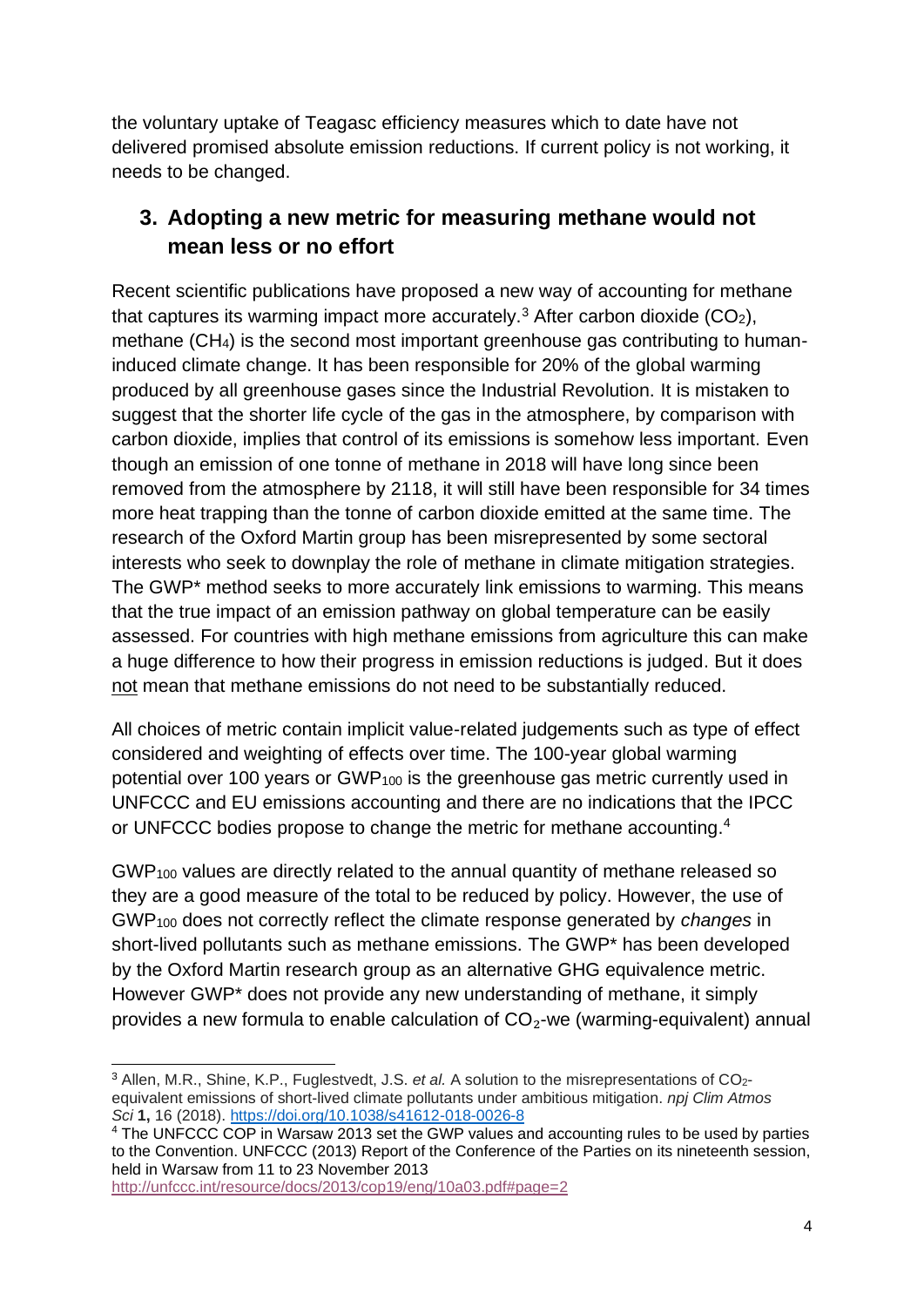the voluntary uptake of Teagasc efficiency measures which to date have not delivered promised absolute emission reductions. If current policy is not working, it needs to be changed.

## 3. Adopting a new metric for measuring methane would not mean less or no effort

Recent scientific publications have proposed a new way of accounting for methane that captures its warming impact more accurately.[3] After carbon dioxide ($CO_2$), methane ($CH_4$) is the second most important greenhouse gas contributing to human-induced climate change. It has been responsible for 20% of the global warming produced by all greenhouse gases since the Industrial Revolution. It is mistaken to suggest that the shorter life cycle of the gas in the atmosphere, by comparison with carbon dioxide, implies that control of its emissions is somehow less important. Even though an emission of one tonne of methane in 2018 will have long since been removed from the atmosphere by 2118, it will still have been responsible for 34 times more heat trapping than the tonne of carbon dioxide emitted at the same time. The research of the Oxford Martin group has been misrepresented by some sectoral interests who seek to downplay the role of methane in climate mitigation strategies. The GWP* method seeks to more accurately link emissions to warming. This means that the true impact of an emission pathway on global temperature can be easily assessed. For countries with high methane emissions from agriculture this can make a huge difference to how their progress in emission reductions is judged. But it does not mean that methane emissions do not need to be substantially reduced.

All choices of metric contain implicit value-related judgements such as type of effect considered and weighting of effects over time. The 100-year global warming potential over 100 years or $GWP_{100}$ is the greenhouse gas metric currently used in UNFCCC and EU emissions accounting and there are no indications that the IPCC or UNFCCC bodies propose to change the metric for methane accounting.[4]

$GWP_{100}$ values are directly related to the annual quantity of methane released so they are a good measure of the total to be reduced by policy. However, the use of $GWP_{100}$ does not correctly reflect the climate response generated by *changes* in short-lived pollutants such as methane emissions. The GWP* has been developed by the Oxford Martin research group as an alternative GHG equivalence metric. However GWP* does not provide any new understanding of methane, it simply provides a new formula to enable calculation of $CO_2$-we (warming-equivalent) annual

---

[3] Allen, M.R., Shine, K.P., Fuglestvedt, J.S. *et al.* A solution to the misrepresentations of $CO_2$-equivalent emissions of short-lived climate pollutants under ambitious mitigation. *npj Clim Atmos Sci* **1,** 16 (2018). https://doi.org/10.1038/s41612-018-0026-8

[4] The UNFCCC COP in Warsaw 2013 set the GWP values and accounting rules to be used by parties to the Convention. UNFCCC (2013) Report of the Conference of the Parties on its nineteenth session, held in Warsaw from 11 to 23 November 2013 http://unfccc.int/resource/docs/2013/cop19/eng/10a03.pdf#page=2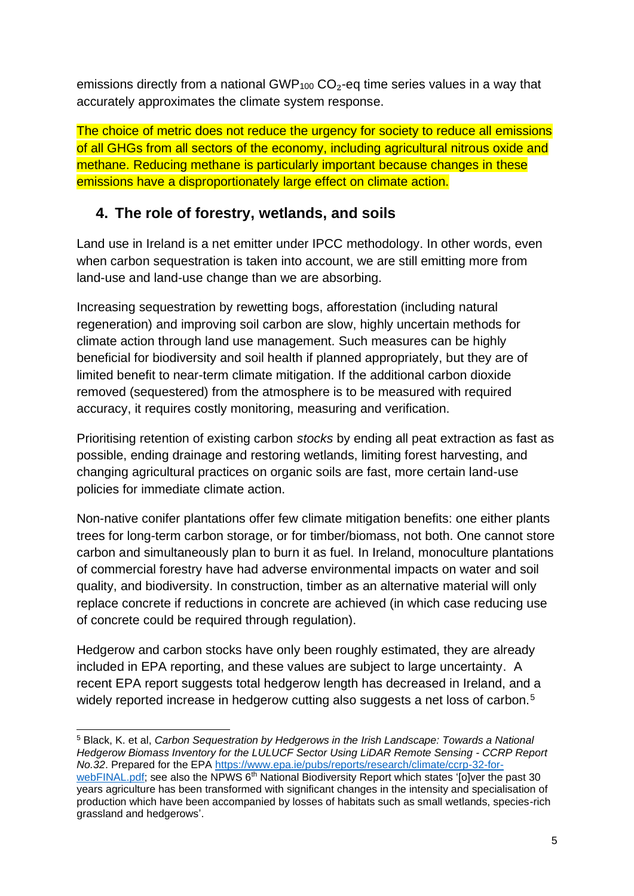emissions directly from a national $GWP_{100}$ $CO_2$-eq time series values in a way that accurately approximates the climate system response.

The choice of metric does not reduce the urgency for society to reduce all emissions of all GHGs from all sectors of the economy, including agricultural nitrous oxide and methane. Reducing methane is particularly important because changes in these emissions have a disproportionately large effect on climate action.

## 4. The role of forestry, wetlands, and soils

Land use in Ireland is a net emitter under IPCC methodology. In other words, even when carbon sequestration is taken into account, we are still emitting more from land-use and land-use change than we are absorbing.

Increasing sequestration by rewetting bogs, afforestation (including natural regeneration) and improving soil carbon are slow, highly uncertain methods for climate action through land use management. Such measures can be highly beneficial for biodiversity and soil health if planned appropriately, but they are of limited benefit to near-term climate mitigation. If the additional carbon dioxide removed (sequestered) from the atmosphere is to be measured with required accuracy, it requires costly monitoring, measuring and verification.

Prioritising retention of existing carbon *stocks* by ending all peat extraction as fast as possible, ending drainage and restoring wetlands, limiting forest harvesting, and changing agricultural practices on organic soils are fast, more certain land-use policies for immediate climate action.

Non-native conifer plantations offer few climate mitigation benefits: one either plants trees for long-term carbon storage, or for timber/biomass, not both. One cannot store carbon and simultaneously plan to burn it as fuel. In Ireland, monoculture plantations of commercial forestry have had adverse environmental impacts on water and soil quality, and biodiversity. In construction, timber as an alternative material will only replace concrete if reductions in concrete are achieved (in which case reducing use of concrete could be required through regulation).

Hedgerow and carbon stocks have only been roughly estimated, they are already included in EPA reporting, and these values are subject to large uncertainty. A recent EPA report suggests total hedgerow length has decreased in Ireland, and a widely reported increase in hedgerow cutting also suggests a net loss of carbon.[5]

---

[5] Black, K. et al, *Carbon Sequestration by Hedgerows in the Irish Landscape: Towards a National Hedgerow Biomass Inventory for the LULUCF Sector Using LiDAR Remote Sensing - CCRP Report No.32*. Prepared for the EPA https://www.epa.ie/pubs/reports/research/climate/ccrp-32-for-webFINAL.pdf; see also the NPWS 6th National Biodiversity Report which states '[o]ver the past 30 years agriculture has been transformed with significant changes in the intensity and specialisation of production which have been accompanied by losses of habitats such as small wetlands, species-rich grassland and hedgerows'.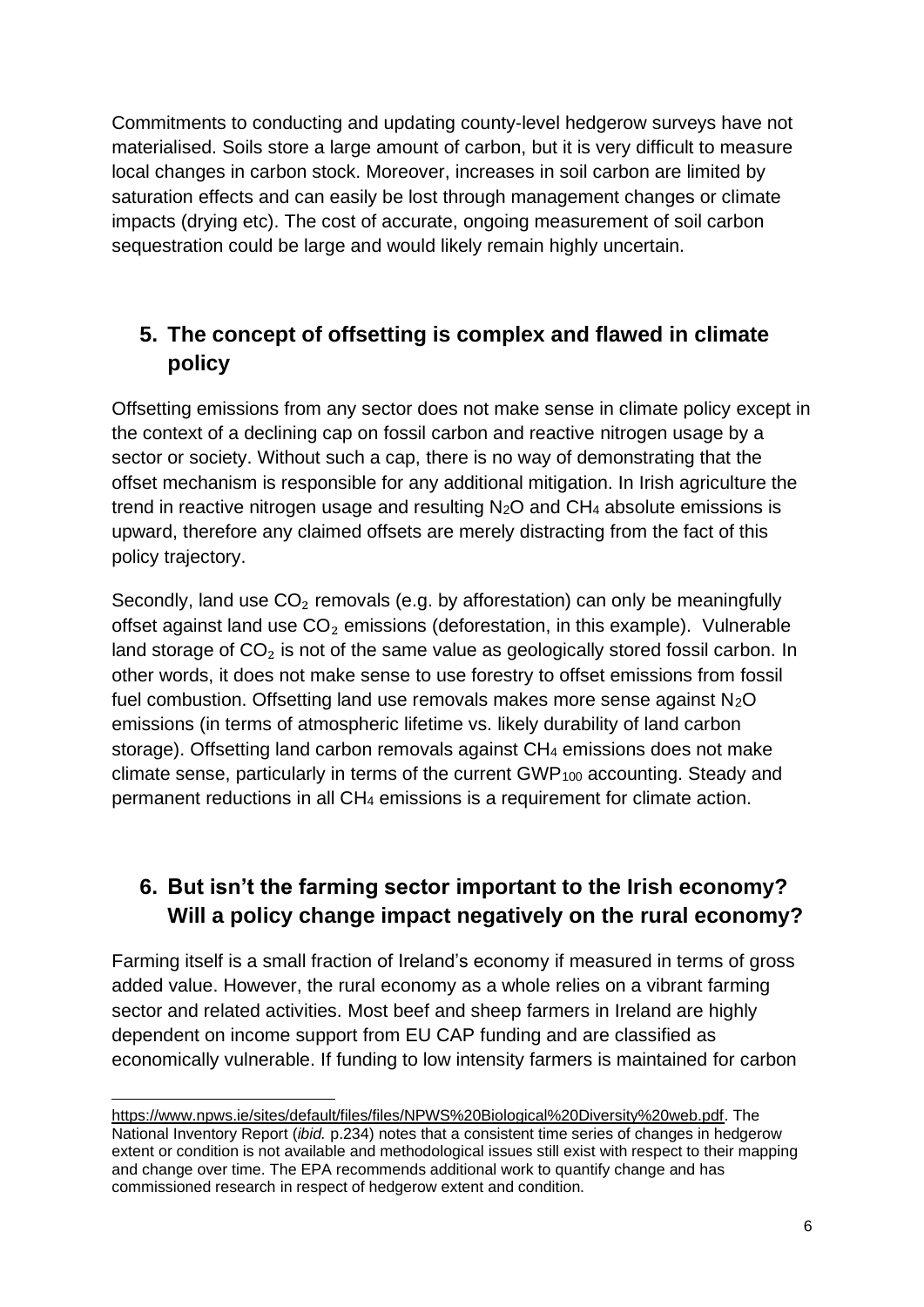Commitments to conducting and updating county-level hedgerow surveys have not materialised. Soils store a large amount of carbon, but it is very difficult to measure local changes in carbon stock. Moreover, increases in soil carbon are limited by saturation effects and can easily be lost through management changes or climate impacts (drying etc). The cost of accurate, ongoing measurement of soil carbon sequestration could be large and would likely remain highly uncertain.

## 5. The concept of offsetting is complex and flawed in climate policy

Offsetting emissions from any sector does not make sense in climate policy except in the context of a declining cap on fossil carbon and reactive nitrogen usage by a sector or society. Without such a cap, there is no way of demonstrating that the offset mechanism is responsible for any additional mitigation. In Irish agriculture the trend in reactive nitrogen usage and resulting $N_2O$ and $CH_4$ absolute emissions is upward, therefore any claimed offsets are merely distracting from the fact of this policy trajectory.

Secondly, land use $CO_2$ removals (e.g. by afforestation) can only be meaningfully offset against land use $CO_2$ emissions (deforestation, in this example). Vulnerable land storage of $CO_2$ is not of the same value as geologically stored fossil carbon. In other words, it does not make sense to use forestry to offset emissions from fossil fuel combustion. Offsetting land use removals makes more sense against $N_2O$ emissions (in terms of atmospheric lifetime vs. likely durability of land carbon storage). Offsetting land carbon removals against $CH_4$ emissions does not make climate sense, particularly in terms of the current $GWP_{100}$ accounting. Steady and permanent reductions in all $CH_4$ emissions is a requirement for climate action.

## 6. But isn't the farming sector important to the Irish economy? Will a policy change impact negatively on the rural economy?

Farming itself is a small fraction of Ireland's economy if measured in terms of gross added value. However, the rural economy as a whole relies on a vibrant farming sector and related activities. Most beef and sheep farmers in Ireland are highly dependent on income support from EU CAP funding and are classified as economically vulnerable. If funding to low intensity farmers is maintained for carbon

---

https://www.npws.ie/sites/default/files/files/NPWS%20Biological%20Diversity%20web.pdf. The National Inventory Report (*ibid.* p.234) notes that a consistent time series of changes in hedgerow extent or condition is not available and methodological issues still exist with respect to their mapping and change over time. The EPA recommends additional work to quantify change and has commissioned research in respect of hedgerow extent and condition.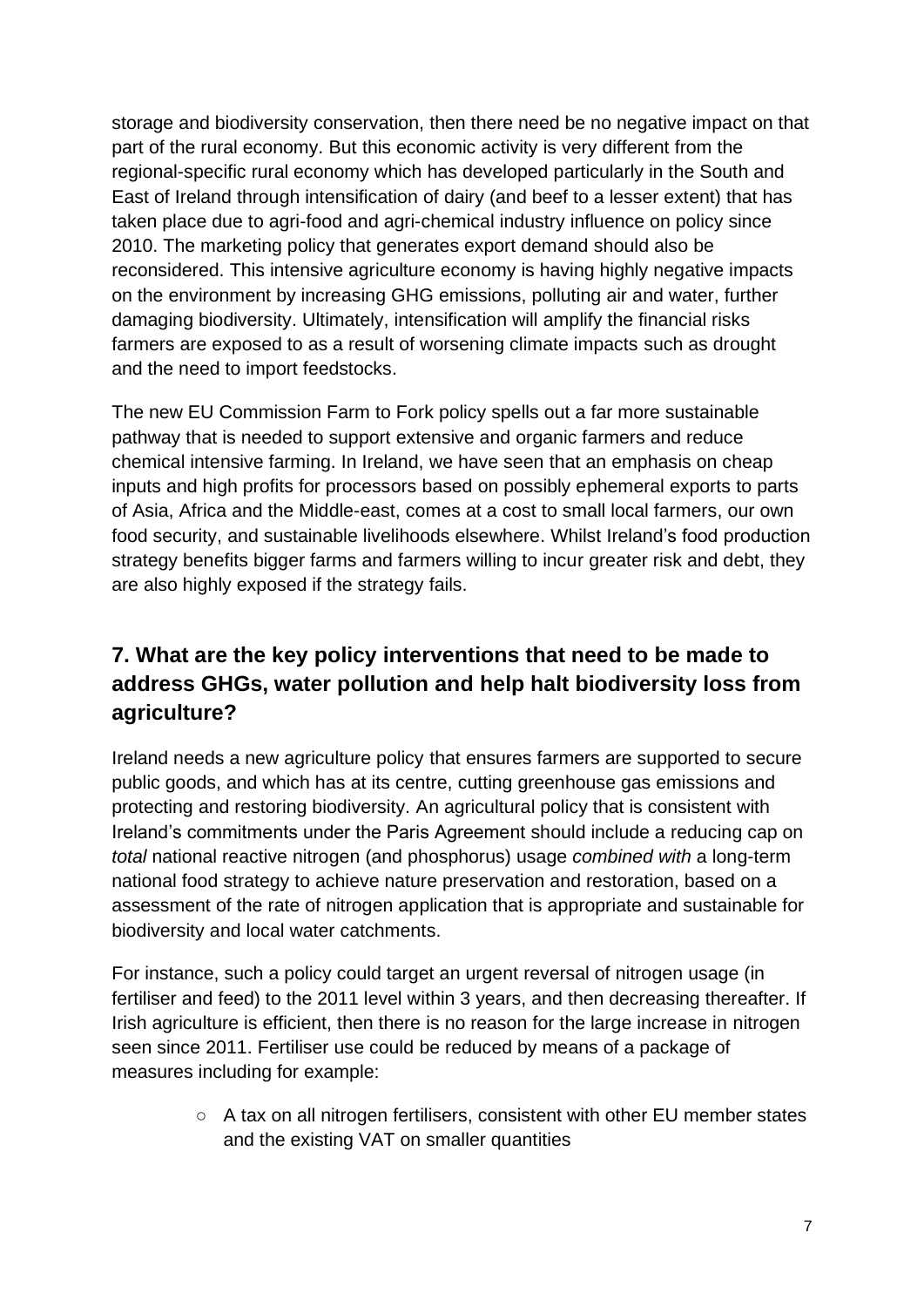storage and biodiversity conservation, then there need be no negative impact on that part of the rural economy. But this economic activity is very different from the regional-specific rural economy which has developed particularly in the South and East of Ireland through intensification of dairy (and beef to a lesser extent) that has taken place due to agri-food and agri-chemical industry influence on policy since 2010. The marketing policy that generates export demand should also be reconsidered. This intensive agriculture economy is having highly negative impacts on the environment by increasing GHG emissions, polluting air and water, further damaging biodiversity. Ultimately, intensification will amplify the financial risks farmers are exposed to as a result of worsening climate impacts such as drought and the need to import feedstocks.

The new EU Commission Farm to Fork policy spells out a far more sustainable pathway that is needed to support extensive and organic farmers and reduce chemical intensive farming. In Ireland, we have seen that an emphasis on cheap inputs and high profits for processors based on possibly ephemeral exports to parts of Asia, Africa and the Middle-east, comes at a cost to small local farmers, our own food security, and sustainable livelihoods elsewhere. Whilst Ireland's food production strategy benefits bigger farms and farmers willing to incur greater risk and debt, they are also highly exposed if the strategy fails.

## 7. What are the key policy interventions that need to be made to address GHGs, water pollution and help halt biodiversity loss from agriculture?

Ireland needs a new agriculture policy that ensures farmers are supported to secure public goods, and which has at its centre, cutting greenhouse gas emissions and protecting and restoring biodiversity. An agricultural policy that is consistent with Ireland's commitments under the Paris Agreement should include a reducing cap on *total* national reactive nitrogen (and phosphorus) usage *combined with* a long-term national food strategy to achieve nature preservation and restoration, based on a assessment of the rate of nitrogen application that is appropriate and sustainable for biodiversity and local water catchments.

For instance, such a policy could target an urgent reversal of nitrogen usage (in fertiliser and feed) to the 2011 level within 3 years, and then decreasing thereafter. If Irish agriculture is efficient, then there is no reason for the large increase in nitrogen seen since 2011. Fertiliser use could be reduced by means of a package of measures including for example:

- A tax on all nitrogen fertilisers, consistent with other EU member states and the existing VAT on smaller quantities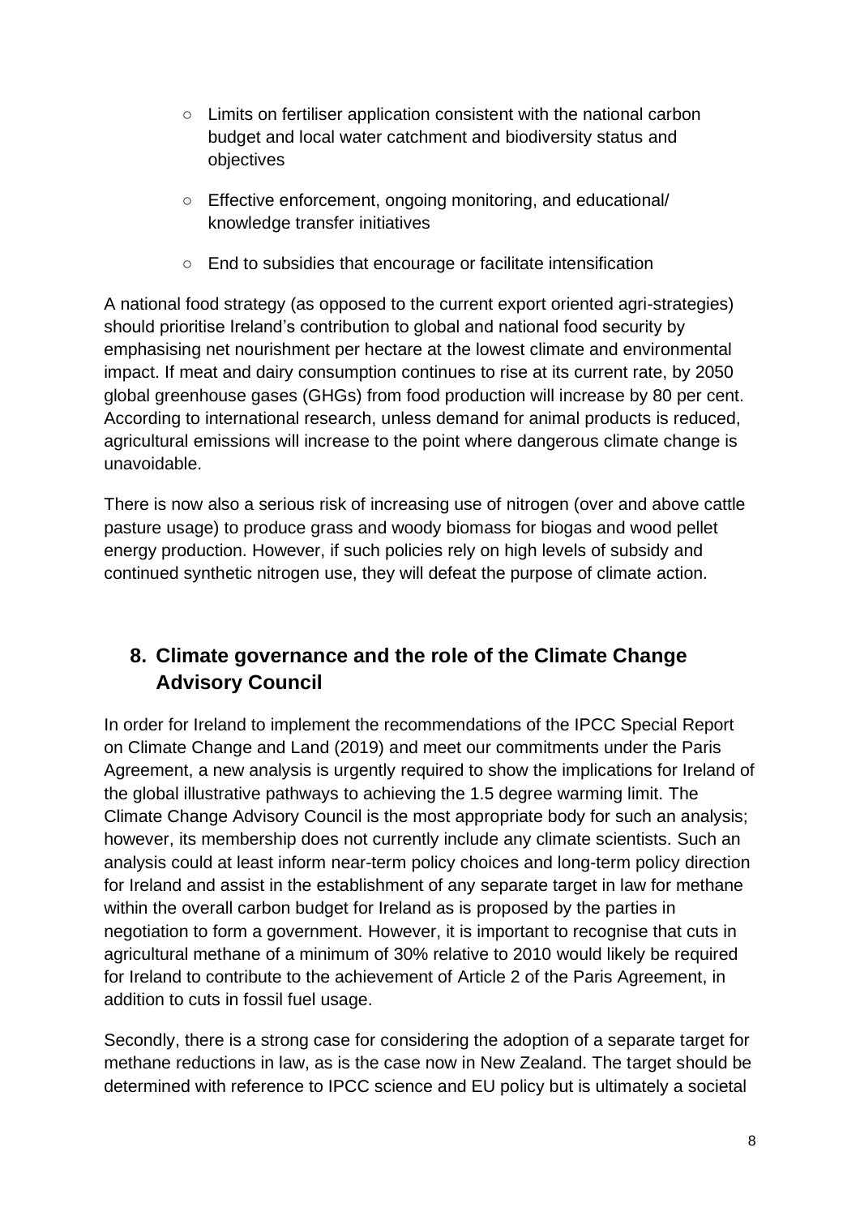- Limits on fertiliser application consistent with the national carbon budget and local water catchment and biodiversity status and objectives

- Effective enforcement, ongoing monitoring, and educational/ knowledge transfer initiatives

- End to subsidies that encourage or facilitate intensification

A national food strategy (as opposed to the current export oriented agri-strategies) should prioritise Ireland's contribution to global and national food security by emphasising net nourishment per hectare at the lowest climate and environmental impact. If meat and dairy consumption continues to rise at its current rate, by 2050 global greenhouse gases (GHGs) from food production will increase by 80 per cent. According to international research, unless demand for animal products is reduced, agricultural emissions will increase to the point where dangerous climate change is unavoidable.

There is now also a serious risk of increasing use of nitrogen (over and above cattle pasture usage) to produce grass and woody biomass for biogas and wood pellet energy production. However, if such policies rely on high levels of subsidy and continued synthetic nitrogen use, they will defeat the purpose of climate action.

## 8. Climate governance and the role of the Climate Change Advisory Council

In order for Ireland to implement the recommendations of the IPCC Special Report on Climate Change and Land (2019) and meet our commitments under the Paris Agreement, a new analysis is urgently required to show the implications for Ireland of the global illustrative pathways to achieving the 1.5 degree warming limit. The Climate Change Advisory Council is the most appropriate body for such an analysis; however, its membership does not currently include any climate scientists. Such an analysis could at least inform near-term policy choices and long-term policy direction for Ireland and assist in the establishment of any separate target in law for methane within the overall carbon budget for Ireland as is proposed by the parties in negotiation to form a government. However, it is important to recognise that cuts in agricultural methane of a minimum of 30% relative to 2010 would likely be required for Ireland to contribute to the achievement of Article 2 of the Paris Agreement, in addition to cuts in fossil fuel usage.

Secondly, there is a strong case for considering the adoption of a separate target for methane reductions in law, as is the case now in New Zealand. The target should be determined with reference to IPCC science and EU policy but is ultimately a societal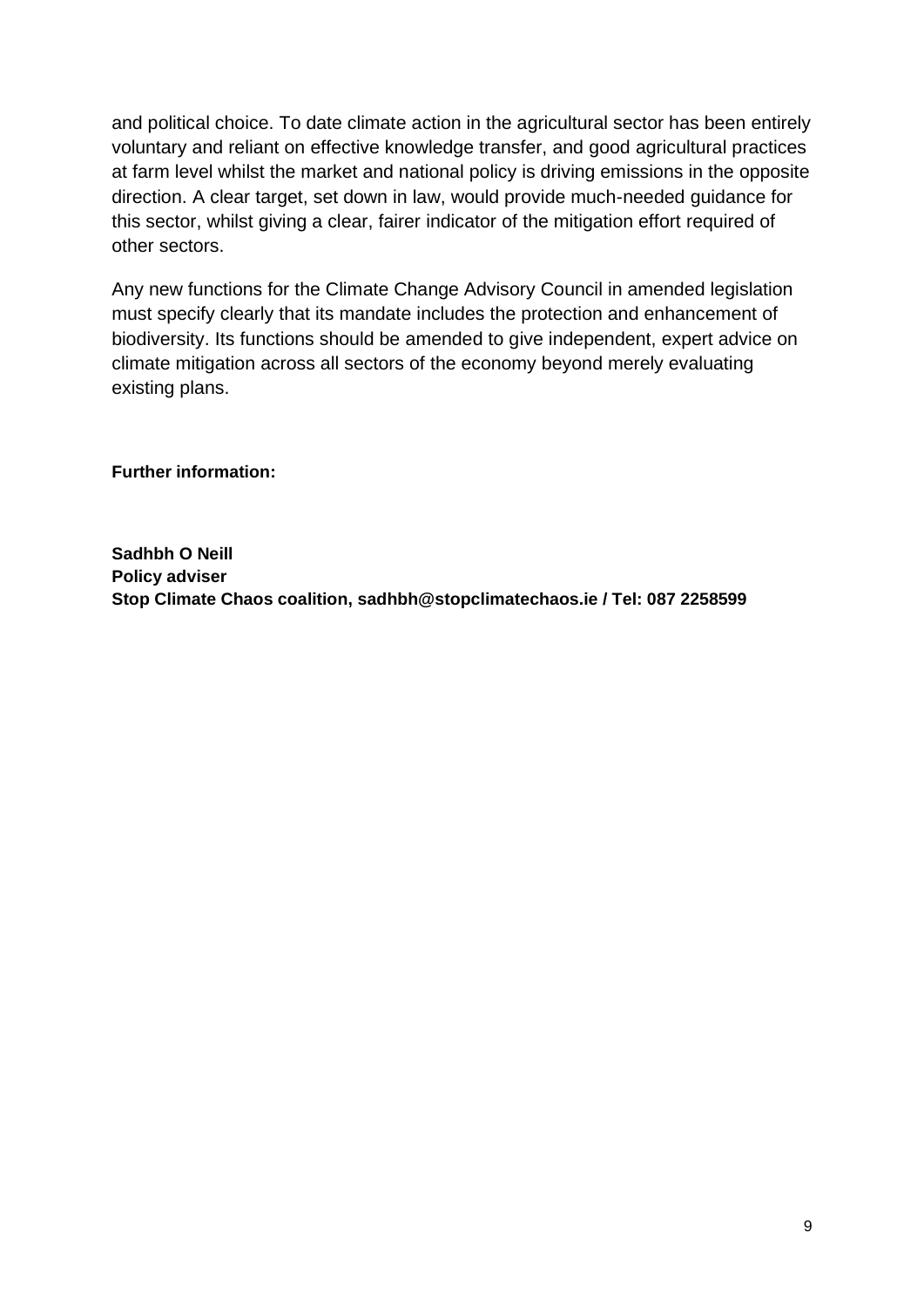and political choice. To date climate action in the agricultural sector has been entirely voluntary and reliant on effective knowledge transfer, and good agricultural practices at farm level whilst the market and national policy is driving emissions in the opposite direction. A clear target, set down in law, would provide much-needed guidance for this sector, whilst giving a clear, fairer indicator of the mitigation effort required of other sectors.

Any new functions for the Climate Change Advisory Council in amended legislation must specify clearly that its mandate includes the protection and enhancement of biodiversity. Its functions should be amended to give independent, expert advice on climate mitigation across all sectors of the economy beyond merely evaluating existing plans.

**Further information:**

**Sadhbh O Neill**
**Policy adviser**
**Stop Climate Chaos coalition, sadhbh@stopclimatechaos.ie / Tel: 087 2258599**